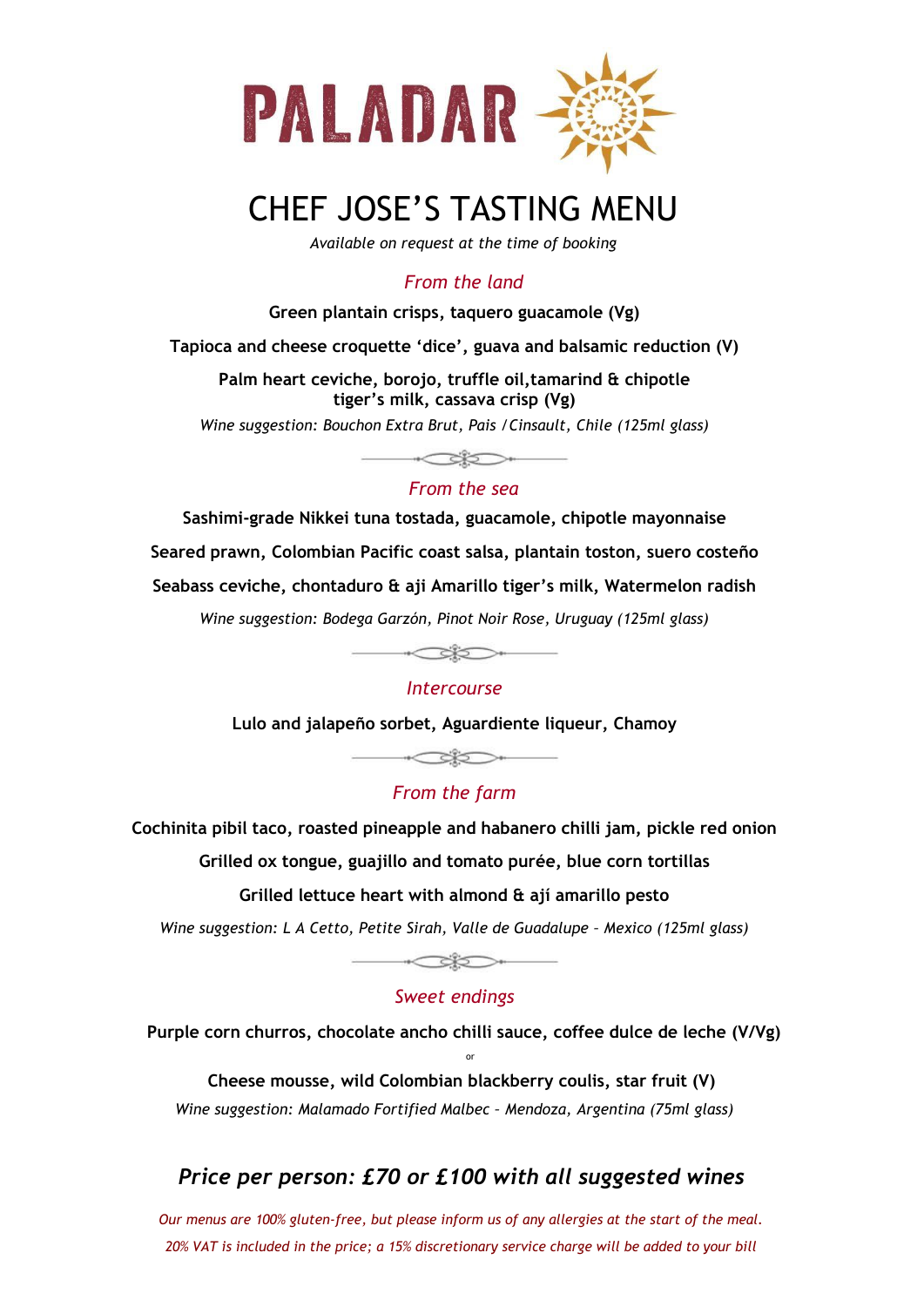# PALADAR

## CHEF JOSE'S TASTING MENU

*Available on request at the time of booking*

### *From the land*

**Green plantain crisps, taquero guacamole (Vg)**

**Tapioca and cheese croquette 'dice', guava and balsamic reduction (V)**

**Palm heart ceviche, borojo, truffle oil,tamarind & chipotle tiger's milk, cassava crisp (Vg)**

*Wine suggestion: Bouchon Extra Brut, Pais /Cinsault, Chile (125ml glass)*

### *From the sea*

**Sashimi-grade Nikkei tuna tostada, guacamole, chipotle mayonnaise**

**Seared prawn, Colombian Pacific coast salsa, plantain toston, suero costeño**

**Seabass ceviche, chontaduro & aji Amarillo tiger's milk, Watermelon radish**

*Wine suggestion: Bodega Garzón, Pinot Noir Rose, Uruguay (125ml glass)*

### *Intercourse*

**Lulo and jalapeño sorbet, Aguardiente liqueur, Chamoy**

### *From the farm*

**Cochinita pibil taco, roasted pineapple and habanero chilli jam, pickle red onion**

**Grilled ox tongue, guajillo and tomato purée, blue corn tortillas**

**Grilled lettuce heart with almond & ají amarillo pesto**

*Wine suggestion: L A Cetto, Petite Sirah, Valle de Guadalupe – Mexico (125ml glass)*

### *Sweet endings*

**Purple corn churros, chocolate ancho chilli sauce, coffee dulce de leche (V/Vg)**

or

**Cheese mousse, wild Colombian blackberry coulis, star fruit (V)**

*Wine suggestion: Malamado Fortified Malbec – Mendoza, Argentina (75ml glass)*

## *Price per person: £70 or £100 with all suggested wines*

*Our menus are 100% gluten-free, but please inform us of any allergies at the start of the meal.*

*20% VAT is included in the price; a 15% discretionary service charge will be added to your bill*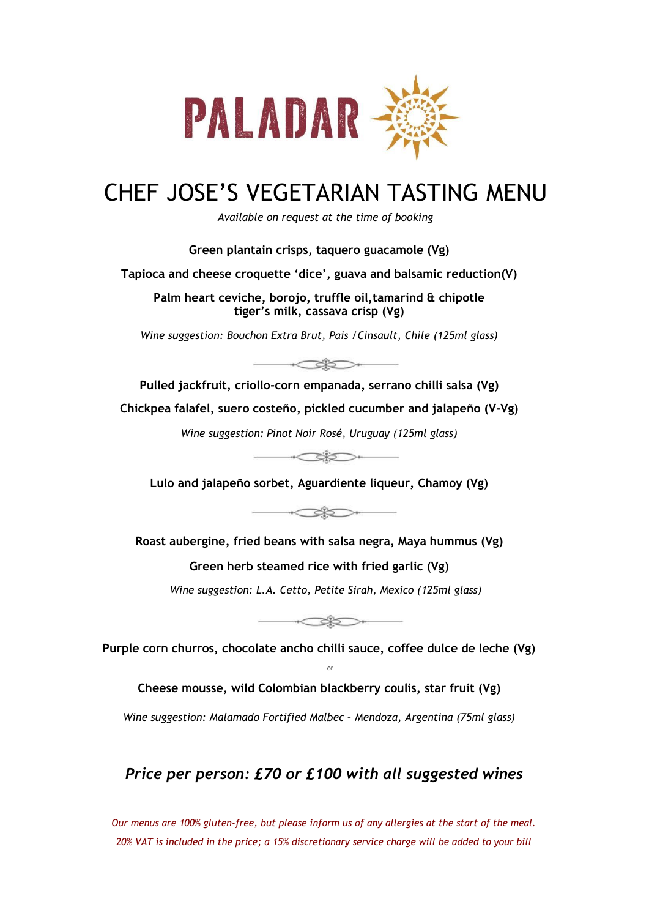# PALADAR

# CHEF JOSE'S VEGETARIAN TASTING MENU

*Available on request at the time of booking*

**Green plantain crisps, taquero guacamole (Vg)**

**Tapioca and cheese croquette 'dice', guava and balsamic reduction(V)**

**Palm heart ceviche, borojo, truffle oil,tamarind & chipotle tiger's milk, cassava crisp (Vg)**

*Wine suggestion: Bouchon Extra Brut, Pais /Cinsault, Chile (125ml glass)*

**Pulled jackfruit, criollo-corn empanada, serrano chilli salsa (Vg)**

**Chickpea falafel, suero costeño, pickled cucumber and jalapeño (V-Vg)**

*Wine suggestion: Pinot Noir Rosé, Uruguay (125ml glass)*

**Lulo and jalapeño sorbet, Aguardiente liqueur, Chamoy (Vg)**

**Roast aubergine, fried beans with salsa negra, Maya hummus (Vg)**

**Green herb steamed rice with fried garlic (Vg)**

*Wine suggestion: L.A. Cetto, Petite Sirah, Mexico (125ml glass)*

**Purple corn churros, chocolate ancho chilli sauce, coffee dulce de leche (Vg)**

or

**Cheese mousse, wild Colombian blackberry coulis, star fruit (Vg)**

*Wine suggestion: Malamado Fortified Malbec – Mendoza, Argentina (75ml glass)*

## *Price per person: £70 or £100 with all suggested wines*

*Our menus are 100% gluten-free, but please inform us of any allergies at the start of the meal.*

*20% VAT is included in the price; a 15% discretionary service charge will be added to your bill*